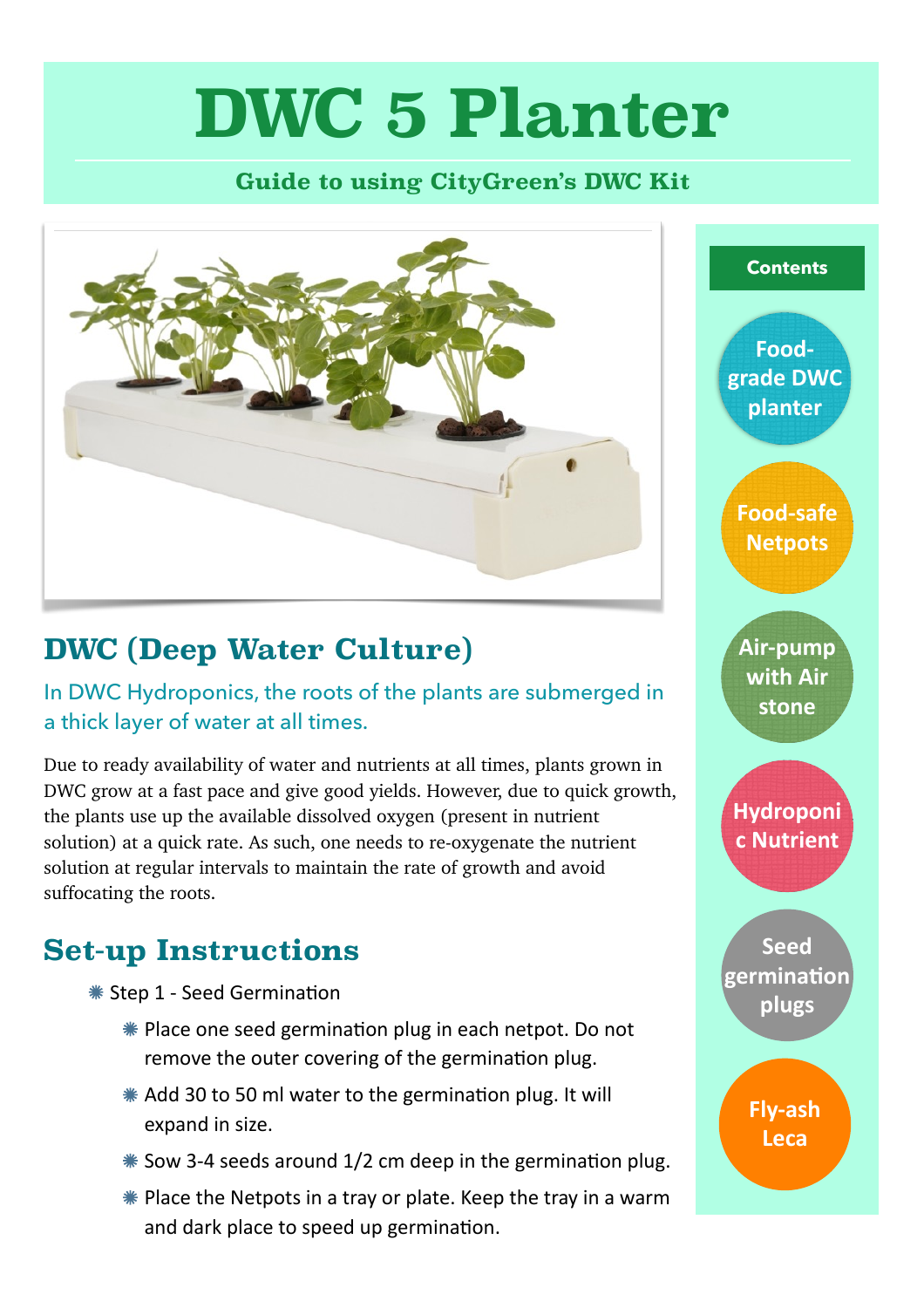# DWC 5 Planter

**Guide to using CityGreen's DWC Kit**

## DWC (Deep Water Culture)

In DWC Hydroponics, the roots of the plants are submerged in a thick layer of water at all times.

Due to ready availability of water and nutrients at all times, plants grown in DWC grow at a fast pace and give good yields. However, due to quick growth, the plants use up the available dissolved oxygen (present in nutrient solution) at a quick rate. As such, one needs to re-oxygenate the nutrient solution at regular intervals to maintain the rate of growth and avoid suffocating the roots.

## Set-up Instructions

- Step 1 - Seed Germination
  - Place one seed germination plug in each netpot. Do not remove the outer covering of the germination plug.
  - Add 30 to 50 ml water to the germination plug. It will expand in size.
  - Sow 3-4 seeds around 1/2 cm deep in the germination plug.
  - Place the Netpots in a tray or plate. Keep the tray in a warm and dark place to speed up germination.

**Contents**

- Food-grade DWC planter
- Food-safe Netpots
- Air-pump with Air stone
- Hydroponic Nutrient
- Seed germination plugs
- Fly-ash Leca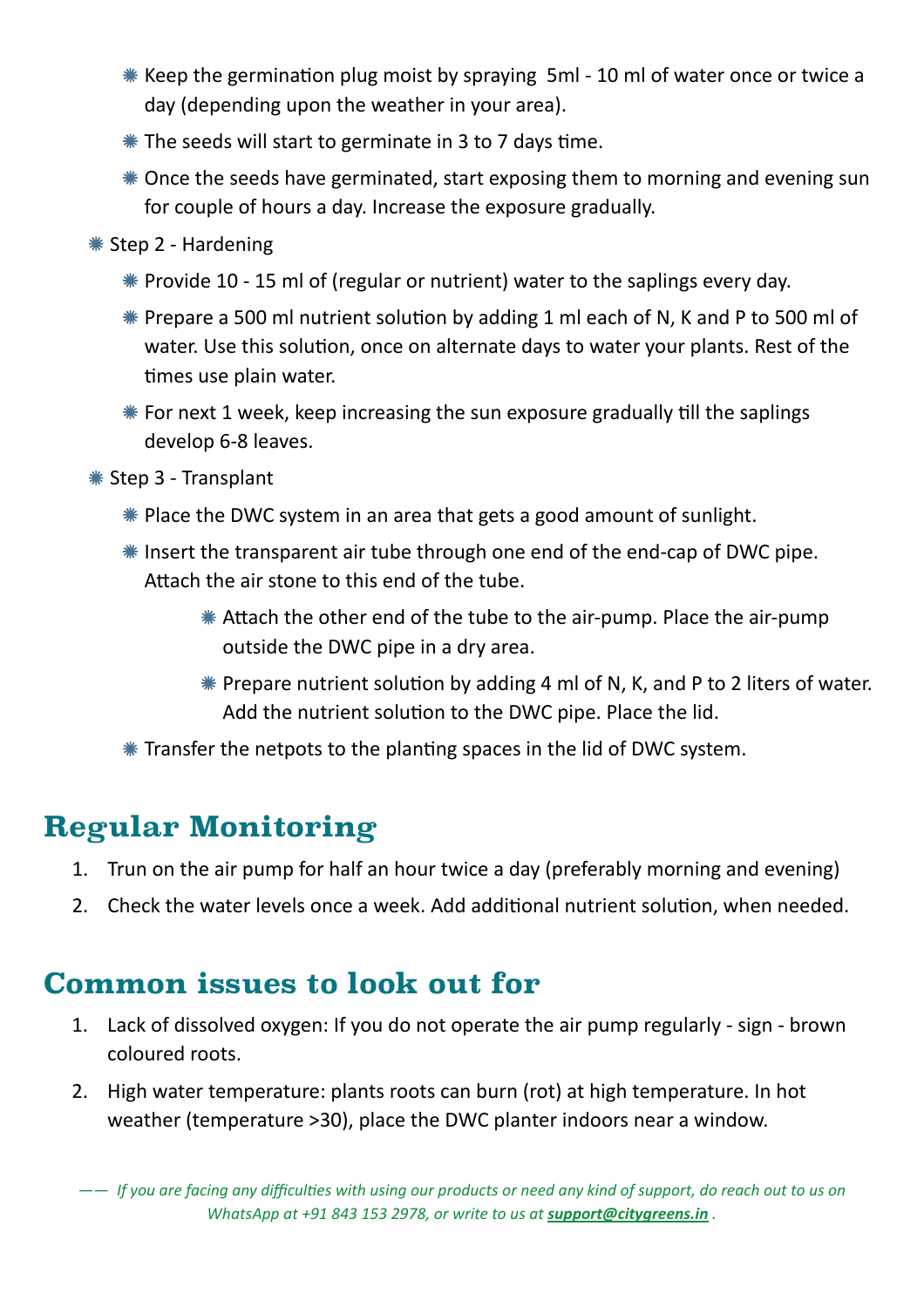- Keep the germination plug moist by spraying 5ml - 10 ml of water once or twice a day (depending upon the weather in your area).
    - The seeds will start to germinate in 3 to 7 days time.
    - Once the seeds have germinated, start exposing them to morning and evening sun for couple of hours a day. Increase the exposure gradually.
- Step 2 - Hardening
    - Provide 10 - 15 ml of (regular or nutrient) water to the saplings every day.
    - Prepare a 500 ml nutrient solution by adding 1 ml each of N, K and P to 500 ml of water. Use this solution, once on alternate days to water your plants. Rest of the times use plain water.
    - For next 1 week, keep increasing the sun exposure gradually till the saplings develop 6-8 leaves.
- Step 3 - Transplant
    - Place the DWC system in an area that gets a good amount of sunlight.
    - Insert the transparent air tube through one end of the end-cap of DWC pipe. Attach the air stone to this end of the tube.
        - Attach the other end of the tube to the air-pump. Place the air-pump outside the DWC pipe in a dry area.
        - Prepare nutrient solution by adding 4 ml of N, K, and P to 2 liters of water. Add the nutrient solution to the DWC pipe. Place the lid.
    - Transfer the netpots to the planting spaces in the lid of DWC system.

## Regular Monitoring

1. Trun on the air pump for half an hour twice a day (preferably morning and evening)
2. Check the water levels once a week. Add additional nutrient solution, when needed.

## Common issues to look out for

1. Lack of dissolved oxygen: If you do not operate the air pump regularly - sign - brown coloured roots.
2. High water temperature: plants roots can burn (rot) at high temperature. In hot weather (temperature >30), place the DWC planter indoors near a window.

*—— If you are facing any difficulties with using our products or need any kind of support, do reach out to us on WhatsApp at +91 843 153 2978, or write to us at **support@citygreens.in** .*